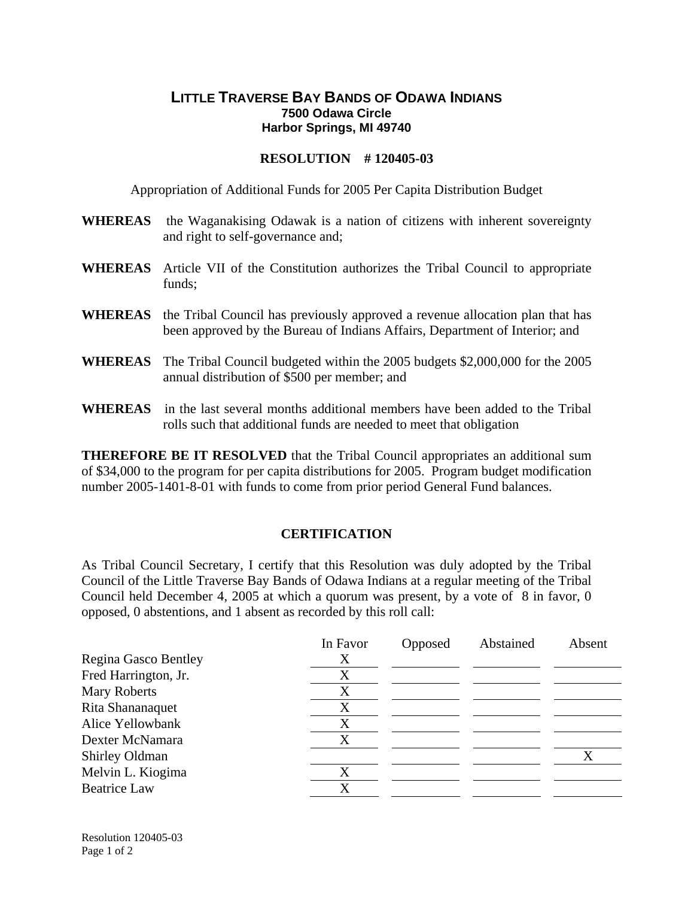# LITTLE TRAVERSE BAY BANDS OF ODAWA INDIANS

**7500 Odawa Circle**
**Harbor Springs, MI 49740**

## RESOLUTION # 120405-03

Appropriation of Additional Funds for 2005 Per Capita Distribution Budget

**WHEREAS** the Waganakising Odawak is a nation of citizens with inherent sovereignty and right to self-governance and;

**WHEREAS** Article VII of the Constitution authorizes the Tribal Council to appropriate funds;

**WHEREAS** the Tribal Council has previously approved a revenue allocation plan that has been approved by the Bureau of Indians Affairs, Department of Interior; and

**WHEREAS** The Tribal Council budgeted within the 2005 budgets $2,000,000 for the 2005 annual distribution of $500 per member; and

**WHEREAS** in the last several months additional members have been added to the Tribal rolls such that additional funds are needed to meet that obligation

**THEREFORE BE IT RESOLVED** that the Tribal Council appropriates an additional sum of $34,000 to the program for per capita distributions for 2005. Program budget modification number 2005-1401-8-01 with funds to come from prior period General Fund balances.

## CERTIFICATION

As Tribal Council Secretary, I certify that this Resolution was duly adopted by the Tribal Council of the Little Traverse Bay Bands of Odawa Indians at a regular meeting of the Tribal Council held December 4, 2005 at which a quorum was present, by a vote of 8 in favor, 0 opposed, 0 abstentions, and 1 absent as recorded by this roll call:

| | In Favor | Opposed | Abstained | Absent |
|---|---|---|---|---|
| Regina Gasco Bentley | X | | | |
| Fred Harrington, Jr. | X | | | |
| Mary Roberts | X | | | |
| Rita Shananaquet | X | | | |
| Alice Yellowbank | X | | | |
| Dexter McNamara | X | | | |
| Shirley Oldman | | | | X |
| Melvin L. Kiogima | X | | | |
| Beatrice Law | X | | | |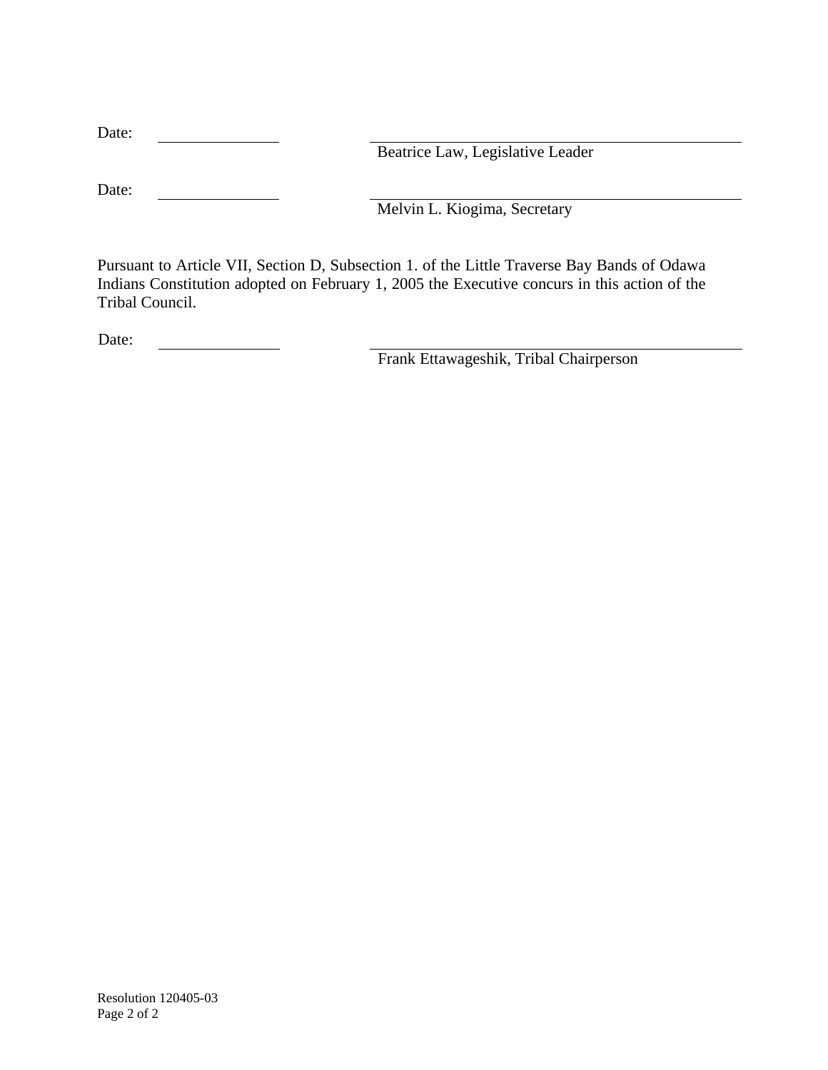Date: ______________ ____________________________________
Beatrice Law, Legislative Leader

Date: ______________ ____________________________________
Melvin L. Kiogima, Secretary

Pursuant to Article VII, Section D, Subsection 1. of the Little Traverse Bay Bands of Odawa Indians Constitution adopted on February 1, 2005 the Executive concurs in this action of the Tribal Council.

Date: ______________ ____________________________________
Frank Ettawageshik, Tribal Chairperson

Resolution 120405-03